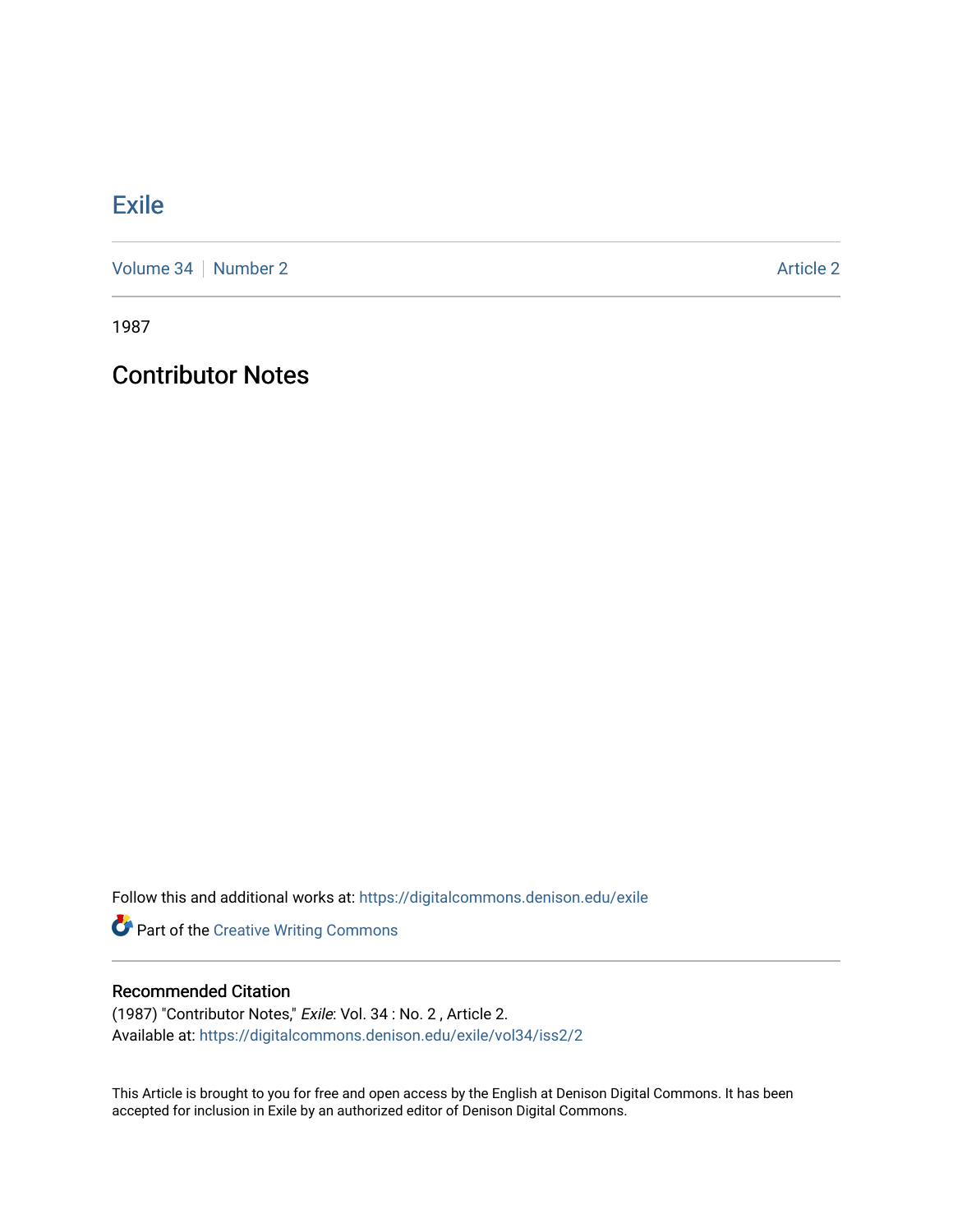# Exile

Volume 34 | Number 2 Article 2

1987

## Contributor Notes

Follow this and additional works at: https://digitalcommons.denison.edu/exile

Part of the Creative Writing Commons

### Recommended Citation

(1987) "Contributor Notes," *Exile*: Vol. 34 : No. 2 , Article 2.
Available at: https://digitalcommons.denison.edu/exile/vol34/iss2/2

This Article is brought to you for free and open access by the English at Denison Digital Commons. It has been accepted for inclusion in Exile by an authorized editor of Denison Digital Commons.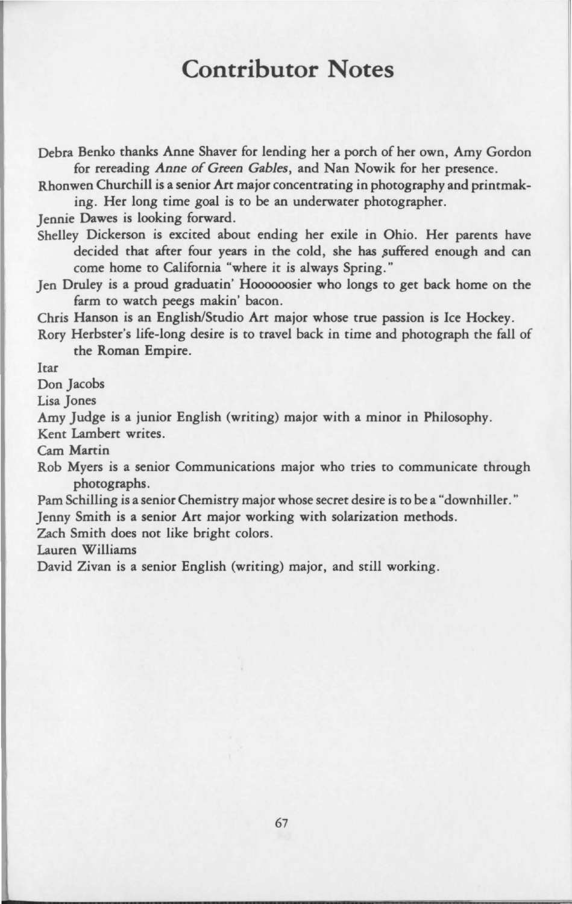# Contributor Notes

Debra Benko thanks Anne Shaver for lending her a porch of her own, Amy Gordon for rereading *Anne of Green Gables*, and Nan Nowik for her presence.

Rhonwen Churchill is a senior Art major concentrating in photography and printmaking. Her long time goal is to be an underwater photographer.

Jennie Dawes is looking forward.

Shelley Dickerson is excited about ending her exile in Ohio. Her parents have decided that after four years in the cold, she has suffered enough and can come home to California "where it is always Spring."

Jen Druley is a proud graduatin' Hoooooosier who longs to get back home on the farm to watch peegs makin' bacon.

Chris Hanson is an English/Studio Art major whose true passion is Ice Hockey.

Rory Herbster's life-long desire is to travel back in time and photograph the fall of the Roman Empire.

Itar

Don Jacobs

Lisa Jones

Amy Judge is a junior English (writing) major with a minor in Philosophy.

Kent Lambert writes.

Cam Martin

Rob Myers is a senior Communications major who tries to communicate through photographs.

Pam Schilling is a senior Chemistry major whose secret desire is to be a "downhiller."

Jenny Smith is a senior Art major working with solarization methods.

Zach Smith does not like bright colors.

Lauren Williams

David Zivan is a senior English (writing) major, and still working.